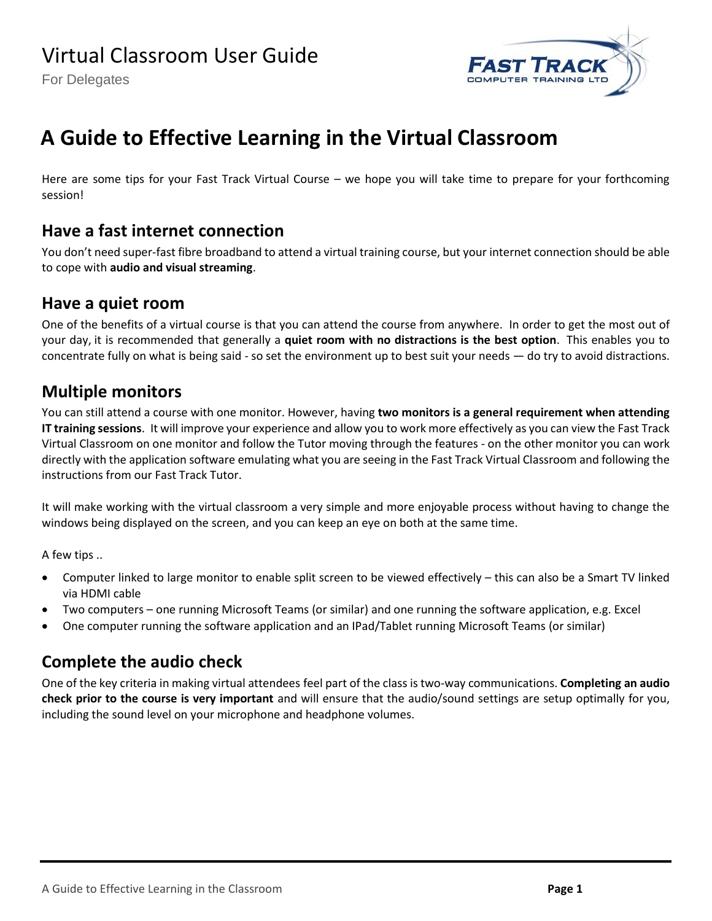# Virtual Classroom User Guide

For Delegates

## A Guide to Effective Learning in the Virtual Classroom

Here are some tips for your Fast Track Virtual Course – we hope you will take time to prepare for your forthcoming session!

### Have a fast internet connection

You don't need super-fast fibre broadband to attend a virtual training course, but your internet connection should be able to cope with **audio and visual streaming**.

### Have a quiet room

One of the benefits of a virtual course is that you can attend the course from anywhere. In order to get the most out of your day, it is recommended that generally a **quiet room with no distractions is the best option**. This enables you to concentrate fully on what is being said - so set the environment up to best suit your needs — do try to avoid distractions.

### Multiple monitors

You can still attend a course with one monitor. However, having **two monitors is a general requirement when attending IT training sessions**. It will improve your experience and allow you to work more effectively as you can view the Fast Track Virtual Classroom on one monitor and follow the Tutor moving through the features - on the other monitor you can work directly with the application software emulating what you are seeing in the Fast Track Virtual Classroom and following the instructions from our Fast Track Tutor.

It will make working with the virtual classroom a very simple and more enjoyable process without having to change the windows being displayed on the screen, and you can keep an eye on both at the same time.

A few tips ..

- Computer linked to large monitor to enable split screen to be viewed effectively – this can also be a Smart TV linked via HDMI cable
- Two computers – one running Microsoft Teams (or similar) and one running the software application, e.g. Excel
- One computer running the software application and an IPad/Tablet running Microsoft Teams (or similar)

### Complete the audio check

One of the key criteria in making virtual attendees feel part of the class is two-way communications. **Completing an audio check prior to the course is very important** and will ensure that the audio/sound settings are setup optimally for you, including the sound level on your microphone and headphone volumes.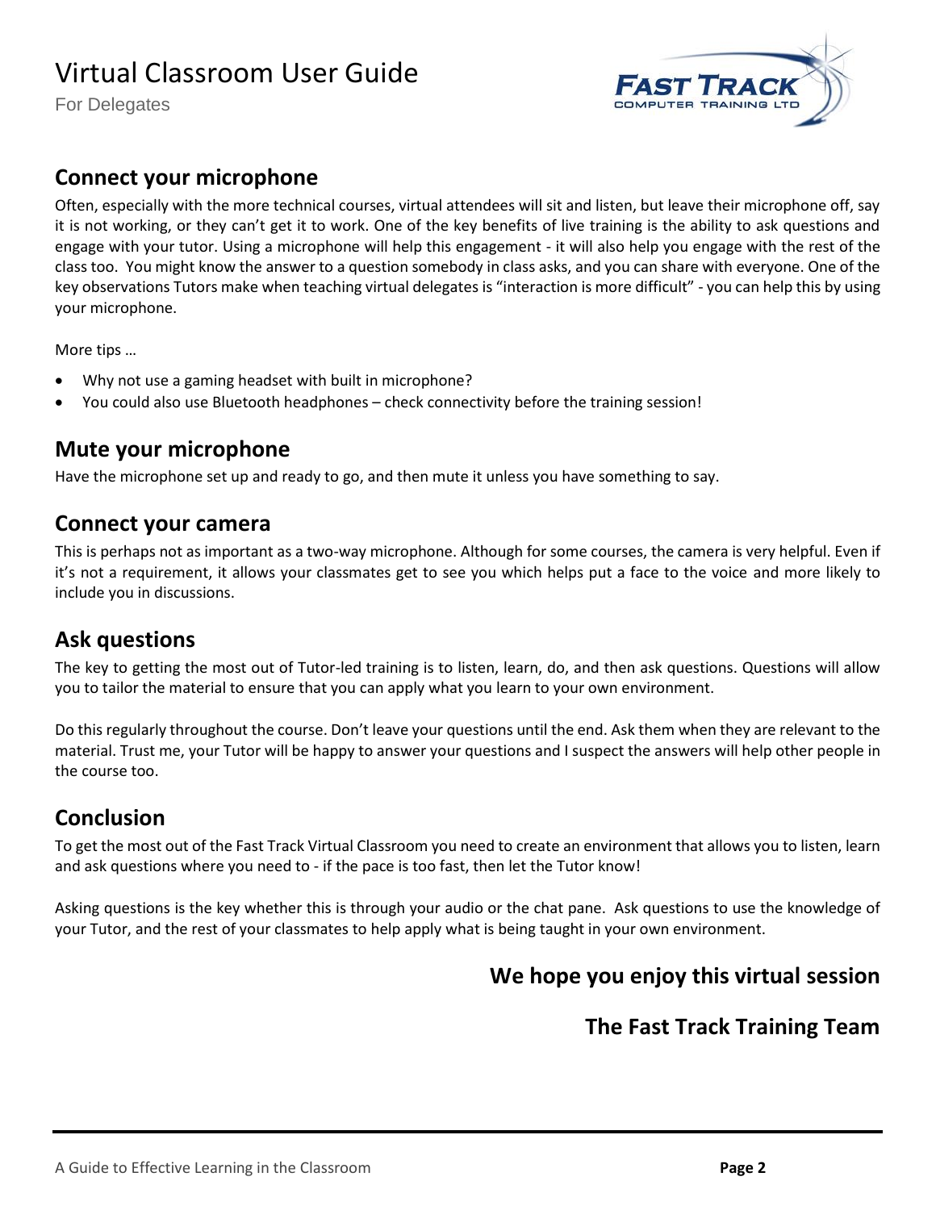## Connect your microphone

Often, especially with the more technical courses, virtual attendees will sit and listen, but leave their microphone off, say it is not working, or they can't get it to work. One of the key benefits of live training is the ability to ask questions and engage with your tutor. Using a microphone will help this engagement - it will also help you engage with the rest of the class too. You might know the answer to a question somebody in class asks, and you can share with everyone. One of the key observations Tutors make when teaching virtual delegates is "interaction is more difficult" - you can help this by using your microphone.

More tips …

- Why not use a gaming headset with built in microphone?
- You could also use Bluetooth headphones – check connectivity before the training session!

## Mute your microphone

Have the microphone set up and ready to go, and then mute it unless you have something to say.

## Connect your camera

This is perhaps not as important as a two-way microphone. Although for some courses, the camera is very helpful. Even if it's not a requirement, it allows your classmates get to see you which helps put a face to the voice and more likely to include you in discussions.

## Ask questions

The key to getting the most out of Tutor-led training is to listen, learn, do, and then ask questions. Questions will allow you to tailor the material to ensure that you can apply what you learn to your own environment.

Do this regularly throughout the course. Don't leave your questions until the end. Ask them when they are relevant to the material. Trust me, your Tutor will be happy to answer your questions and I suspect the answers will help other people in the course too.

## Conclusion

To get the most out of the Fast Track Virtual Classroom you need to create an environment that allows you to listen, learn and ask questions where you need to - if the pace is too fast, then let the Tutor know!

Asking questions is the key whether this is through your audio or the chat pane. Ask questions to use the knowledge of your Tutor, and the rest of your classmates to help apply what is being taught in your own environment.

**We hope you enjoy this virtual session**

**The Fast Track Training Team**